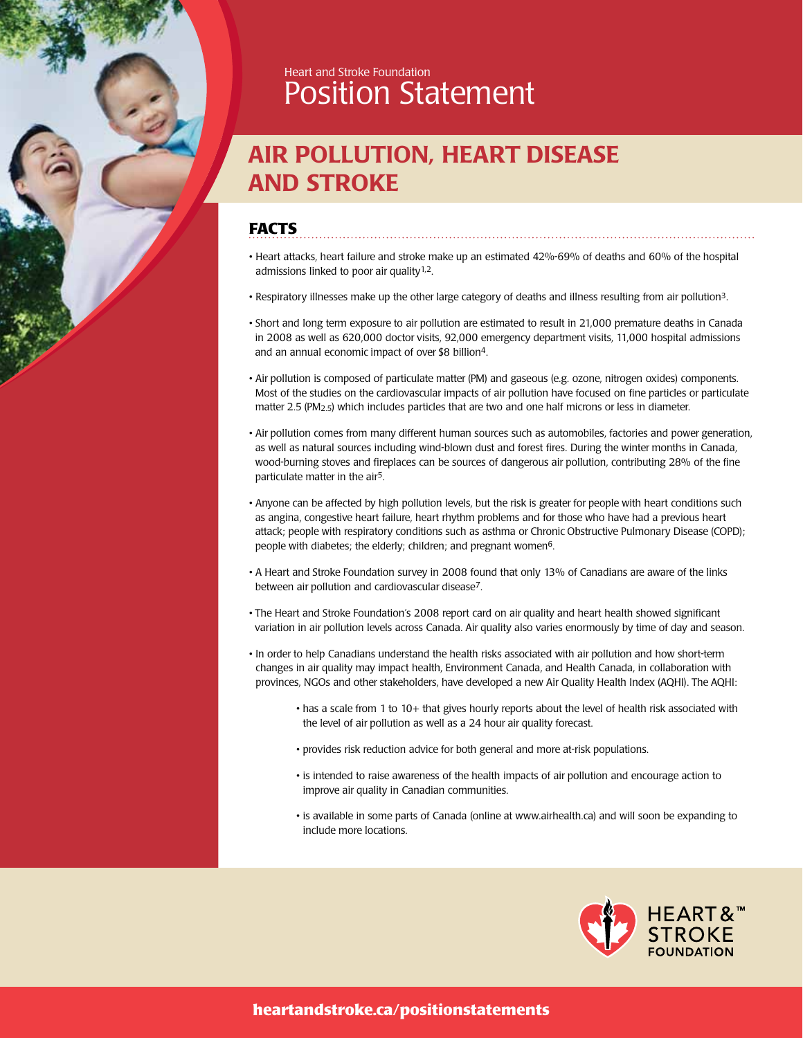Heart and Stroke Foundation

# Position Statement

## AIR POLLUTION, HEART DISEASE AND STROKE

### FACTS

- Heart attacks, heart failure and stroke make up an estimated 42%-69% of deaths and 60% of the hospital admissions linked to poor air quality[1,2].
- Respiratory illnesses make up the other large category of deaths and illness resulting from air pollution[3].
- Short and long term exposure to air pollution are estimated to result in 21,000 premature deaths in Canada in 2008 as well as 620,000 doctor visits, 92,000 emergency department visits, 11,000 hospital admissions and an annual economic impact of over $8 billion[4].
- Air pollution is composed of particulate matter (PM) and gaseous (e.g. ozone, nitrogen oxides) components. Most of the studies on the cardiovascular impacts of air pollution have focused on fine particles or particulate matter 2.5 ($PM_{2.5}$) which includes particles that are two and one half microns or less in diameter.
- Air pollution comes from many different human sources such as automobiles, factories and power generation, as well as natural sources including wind-blown dust and forest fires. During the winter months in Canada, wood-burning stoves and fireplaces can be sources of dangerous air pollution, contributing 28% of the fine particulate matter in the air[5].
- Anyone can be affected by high pollution levels, but the risk is greater for people with heart conditions such as angina, congestive heart failure, heart rhythm problems and for those who have had a previous heart attack; people with respiratory conditions such as asthma or Chronic Obstructive Pulmonary Disease (COPD); people with diabetes; the elderly; children; and pregnant women[6].
- A Heart and Stroke Foundation survey in 2008 found that only 13% of Canadians are aware of the links between air pollution and cardiovascular disease[7].
- The Heart and Stroke Foundation's 2008 report card on air quality and heart health showed significant variation in air pollution levels across Canada. Air quality also varies enormously by time of day and season.
- In order to help Canadians understand the health risks associated with air pollution and how short-term changes in air quality may impact health, Environment Canada, and Health Canada, in collaboration with provinces, NGOs and other stakeholders, have developed a new Air Quality Health Index (AQHI). The AQHI:
  - has a scale from 1 to 10+ that gives hourly reports about the level of health risk associated with the level of air pollution as well as a 24 hour air quality forecast.
  - provides risk reduction advice for both general and more at-risk populations.
  - is intended to raise awareness of the health impacts of air pollution and encourage action to improve air quality in Canadian communities.
  - is available in some parts of Canada (online at www.airhealth.ca) and will soon be expanding to include more locations.

HEART & STROKE FOUNDATION

heartandstroke.ca/positionstatements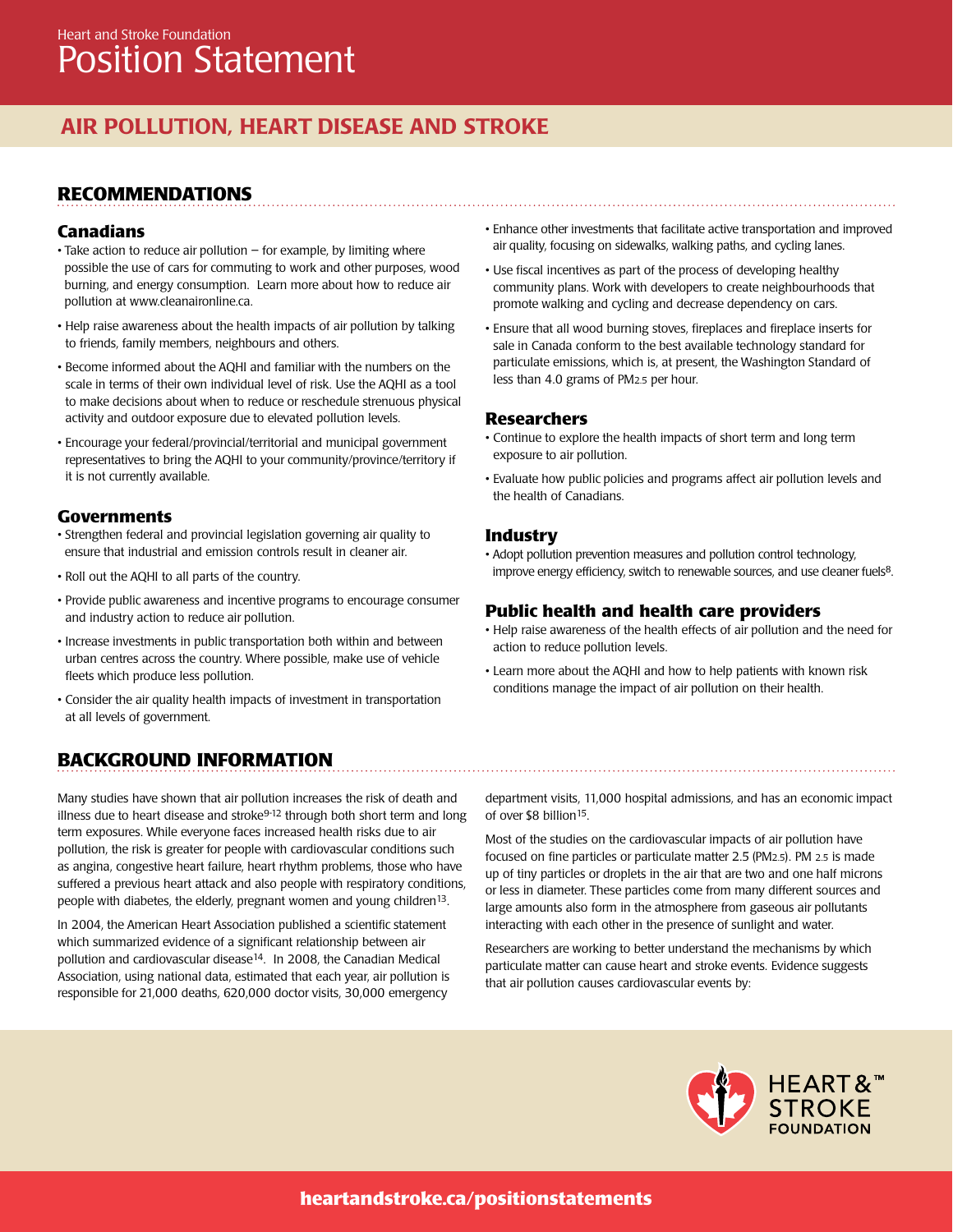Heart and Stroke Foundation

# Position Statement

## AIR POLLUTION, HEART DISEASE AND STROKE

## RECOMMENDATIONS

### Canadians

- Take action to reduce air pollution – for example, by limiting where possible the use of cars for commuting to work and other purposes, wood burning, and energy consumption. Learn more about how to reduce air pollution at www.cleanaironline.ca.
- Help raise awareness about the health impacts of air pollution by talking to friends, family members, neighbours and others.
- Become informed about the AQHI and familiar with the numbers on the scale in terms of their own individual level of risk. Use the AQHI as a tool to make decisions about when to reduce or reschedule strenuous physical activity and outdoor exposure due to elevated pollution levels.
- Encourage your federal/provincial/territorial and municipal government representatives to bring the AQHI to your community/province/territory if it is not currently available.

### Governments

- Strengthen federal and provincial legislation governing air quality to ensure that industrial and emission controls result in cleaner air.
- Roll out the AQHI to all parts of the country.
- Provide public awareness and incentive programs to encourage consumer and industry action to reduce air pollution.
- Increase investments in public transportation both within and between urban centres across the country. Where possible, make use of vehicle fleets which produce less pollution.
- Consider the air quality health impacts of investment in transportation at all levels of government.
- Enhance other investments that facilitate active transportation and improved air quality, focusing on sidewalks, walking paths, and cycling lanes.
- Use fiscal incentives as part of the process of developing healthy community plans. Work with developers to create neighbourhoods that promote walking and cycling and decrease dependency on cars.
- Ensure that all wood burning stoves, fireplaces and fireplace inserts for sale in Canada conform to the best available technology standard for particulate emissions, which is, at present, the Washington Standard of less than 4.0 grams of $PM_{2.5}$ per hour.

### Researchers

- Continue to explore the health impacts of short term and long term exposure to air pollution.
- Evaluate how public policies and programs affect air pollution levels and the health of Canadians.

### Industry

- Adopt pollution prevention measures and pollution control technology, improve energy efficiency, switch to renewable sources, and use cleaner fuels[8].

### Public health and health care providers

- Help raise awareness of the health effects of air pollution and the need for action to reduce pollution levels.
- Learn more about the AQHI and how to help patients with known risk conditions manage the impact of air pollution on their health.

## BACKGROUND INFORMATION

Many studies have shown that air pollution increases the risk of death and illness due to heart disease and stroke[9-12] through both short term and long term exposures. While everyone faces increased health risks due to air pollution, the risk is greater for people with cardiovascular conditions such as angina, congestive heart failure, heart rhythm problems, those who have suffered a previous heart attack and also people with respiratory conditions, people with diabetes, the elderly, pregnant women and young children[13].

In 2004, the American Heart Association published a scientific statement which summarized evidence of a significant relationship between air pollution and cardiovascular disease[14]. In 2008, the Canadian Medical Association, using national data, estimated that each year, air pollution is responsible for 21,000 deaths, 620,000 doctor visits, 30,000 emergency department visits, 11,000 hospital admissions, and has an economic impact of over $8 billion[15].

Most of the studies on the cardiovascular impacts of air pollution have focused on fine particles or particulate matter 2.5 ($PM_{2.5}$). $PM_{2.5}$ is made up of tiny particles or droplets in the air that are two and one half microns or less in diameter. These particles come from many different sources and large amounts also form in the atmosphere from gaseous air pollutants interacting with each other in the presence of sunlight and water.

Researchers are working to better understand the mechanisms by which particulate matter can cause heart and stroke events. Evidence suggests that air pollution causes cardiovascular events by: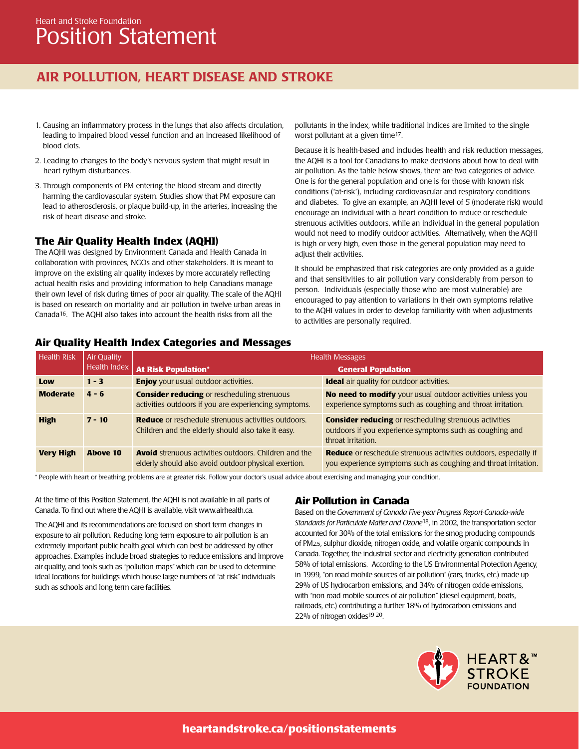1. Causing an inflammatory process in the lungs that also affects circulation, leading to impaired blood vessel function and an increased likelihood of blood clots.
2. Leading to changes to the body's nervous system that might result in heart rythym disturbances.
3. Through components of PM entering the blood stream and directly harming the cardiovascular system. Studies show that PM exposure can lead to atherosclerosis, or plaque build-up, in the arteries, increasing the risk of heart disease and stroke.

## The Air Quality Health Index (AQHI)

The AQHI was designed by Environment Canada and Health Canada in collaboration with provinces, NGOs and other stakeholders. It is meant to improve on the existing air quality indexes by more accurately reflecting actual health risks and providing information to help Canadians manage their own level of risk during times of poor air quality. The scale of the AQHI is based on research on mortality and air pollution in twelve urban areas in Canada[16]. The AQHI also takes into account the health risks from all the pollutants in the index, while traditional indices are limited to the single worst pollutant at a given time[17].

Because it is health-based and includes health and risk reduction messages, the AQHI is a tool for Canadians to make decisions about how to deal with air pollution. As the table below shows, there are two categories of advice. One is for the general population and one is for those with known risk conditions ("at-risk"), including cardiovascular and respiratory conditions and diabetes. To give an example, an AQHI level of 5 (moderate risk) would encourage an individual with a heart condition to reduce or reschedule strenuous activities outdoors, while an individual in the general population would not need to modify outdoor activities. Alternatively, when the AQHI is high or very high, even those in the general population may need to adjust their activities.

It should be emphasized that risk categories are only provided as a guide and that sensitivities to air pollution vary considerably from person to person. Individuals (especially those who are most vulnerable) are encouraged to pay attention to variations in their own symptoms relative to the AQHI values in order to develop familiarity with when adjustments to activities are personally required.

### Air Quality Health Index Categories and Messages

| Health Risk | Air Quality Health Index | Health Messages | |
|---|---|---|---|
| | | **At Risk Population*** | **General Population** |
| **Low** | **1 - 3** | **Enjoy** your usual outdoor activities. | **Ideal** air quality for outdoor activities. |
| **Moderate** | **4 - 6** | **Consider reducing** or rescheduling strenuous activities outdoors if you are experiencing symptoms. | **No need to modify** your usual outdoor activities unless you experience symptoms such as coughing and throat irritation. |
| **High** | **7 - 10** | **Reduce** or reschedule strenuous activities outdoors. Children and the elderly should also take it easy. | **Consider reducing** or rescheduling strenuous activities outdoors if you experience symptoms such as coughing and throat irritation. |
| **Very High** | **Above 10** | **Avoid** strenuous activities outdoors. Children and the elderly should also avoid outdoor physical exertion. | **Reduce** or reschedule strenuous activities outdoors, especially if you experience symptoms such as coughing and throat irritation. |

\* People with heart or breathing problems are at greater risk. Follow your doctor's usual advice about exercising and managing your condition.

At the time of this Position Statement, the AQHI is not available in all parts of Canada. To find out where the AQHI is available, visit www.airhealth.ca.

The AQHI and its recommendations are focused on short term changes in exposure to air pollution. Reducing long term exposure to air pollution is an extremely important public health goal which can best be addressed by other approaches. Examples include broad strategies to reduce emissions and improve air quality, and tools such as "pollution maps" which can be used to determine ideal locations for buildings which house large numbers of "at risk" individuals such as schools and long term care facilities.

## Air Pollution in Canada

Based on the *Government of Canada Five-year Progress Report-Canada-wide Standards for Particulate Matter and Ozone*[18], in 2002, the transportation sector accounted for 30% of the total emissions for the smog producing compounds of $PM_{2.5}$, sulphur dioxide, nitrogen oxide, and volatile organic compounds in Canada. Together, the industrial sector and electricity generation contributed 58% of total emissions. According to the US Environmental Protection Agency, in 1999, "on road mobile sources of air pollution" (cars, trucks, etc.) made up 29% of US hydrocarbon emissions, and 34% of nitrogen oxide emissions, with "non road mobile sources of air pollution" (diesel equipment, boats, railroads, etc.) contributing a further 18% of hydrocarbon emissions and 22% of nitrogen oxides[19 20].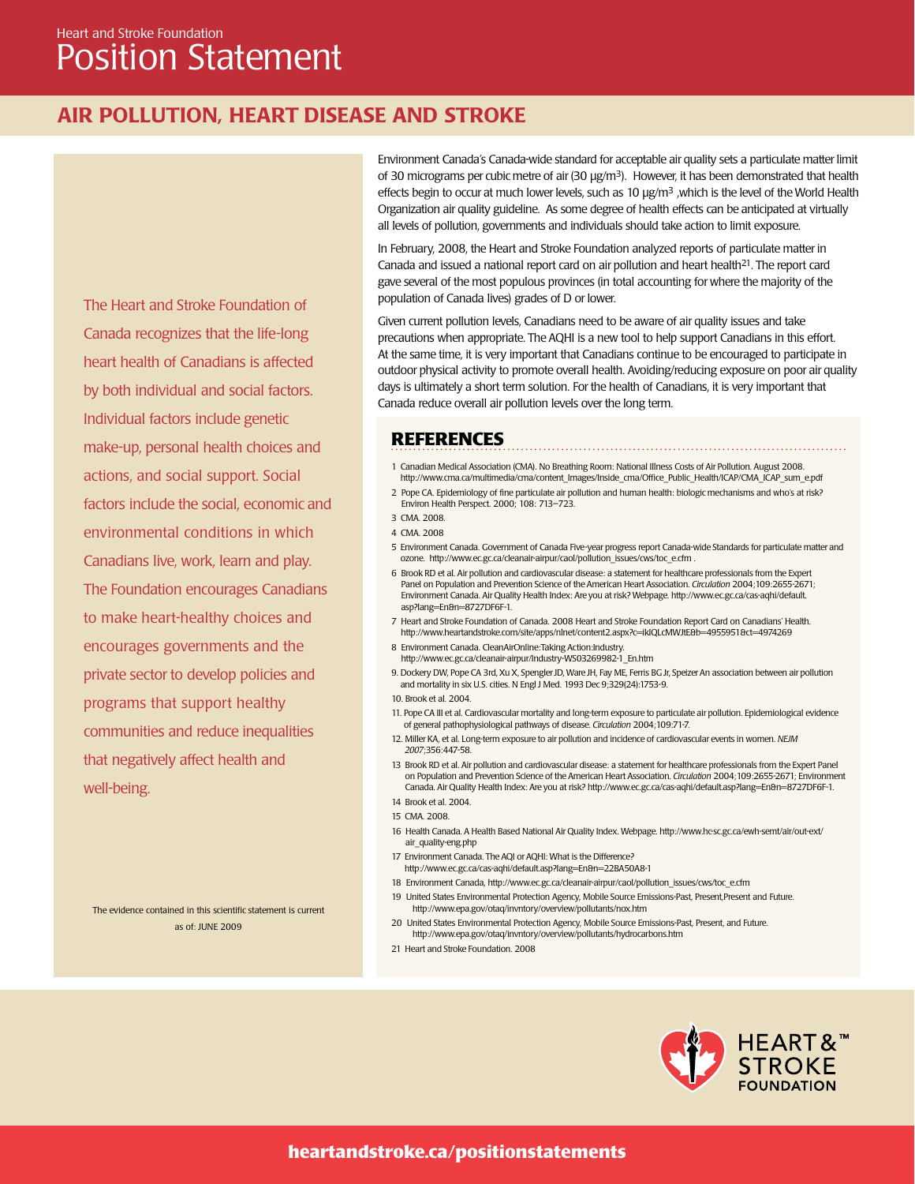Heart and Stroke Foundation

# Position Statement

## AIR POLLUTION, HEART DISEASE AND STROKE

The Heart and Stroke Foundation of Canada recognizes that the life-long heart health of Canadians is affected by both individual and social factors. Individual factors include genetic make-up, personal health choices and actions, and social support. Social factors include the social, economic and environmental conditions in which Canadians live, work, learn and play. The Foundation encourages Canadians to make heart-healthy choices and encourages governments and the private sector to develop policies and programs that support healthy communities and reduce inequalities that negatively affect health and well-being.

The evidence contained in this scientific statement is current as of: JUNE 2009

Environment Canada's Canada-wide standard for acceptable air quality sets a particulate matter limit of 30 micrograms per cubic metre of air (30 µg/m$^3$). However, it has been demonstrated that health effects begin to occur at much lower levels, such as 10 µg/m$^3$ ,which is the level of the World Health Organization air quality guideline. As some degree of health effects can be anticipated at virtually all levels of pollution, governments and individuals should take action to limit exposure.

In February, 2008, the Heart and Stroke Foundation analyzed reports of particulate matter in Canada and issued a national report card on air pollution and heart health[21]. The report card gave several of the most populous provinces (in total accounting for where the majority of the population of Canada lives) grades of D or lower.

Given current pollution levels, Canadians need to be aware of air quality issues and take precautions when appropriate. The AQHI is a new tool to help support Canadians in this effort. At the same time, it is very important that Canadians continue to be encouraged to participate in outdoor physical activity to promote overall health. Avoiding/reducing exposure on poor air quality days is ultimately a short term solution. For the health of Canadians, it is very important that Canada reduce overall air pollution levels over the long term.

## REFERENCES

1 Canadian Medical Association (CMA). No Breathing Room: National Illness Costs of Air Pollution. August 2008. http://www.cma.ca/multimedia/cma/content_Images/Inside_cma/Office_Public_Health/ICAP/CMA_ICAP_sum_e.pdf

2 Pope CA. Epidemiology of fine particulate air pollution and human health: biologic mechanisms and who's at risk? Environ Health Perspect. 2000; 108: 713–723.

3 CMA. 2008.

4 CMA. 2008

5 Environment Canada. Government of Canada Five-year progress report Canada-wide Standards for particulate matter and ozone. http://www.ec.gc.ca/cleanair-airpur/caol/pollution_issues/cws/toc_e.cfm .

6 Brook RD et al. Air pollution and cardiovascular disease: a statement for healthcare professionals from the Expert Panel on Population and Prevention Science of the American Heart Association. *Circulation* 2004;109:2655-2671; Environment Canada. Air Quality Health Index: Are you at risk? Webpage. http://www.ec.gc.ca/cas-aqhi/default.asp?lang=En&n=8727DF6F-1.

7 Heart and Stroke Foundation of Canada. 2008 Heart and Stroke Foundation Report Card on Canadians' Health. http://www.heartandstroke.com/site/apps/nlnet/content2.aspx?c=ikIQLcMWJtE&b=4955951&ct=4974269

8 Environment Canada. CleanAirOnline:Taking Action:Industry. http://www.ec.gc.ca/cleanair-airpur/Industry-WS03269982-1_En.htm

9. Dockery DW, Pope CA 3rd, Xu X, Spengler JD, Ware JH, Fay ME, Ferris BG Jr, Speizer An association between air pollution and mortality in six U.S. cities. N Engl J Med. 1993 Dec 9;329(24):1753-9.

10. Brook et al. 2004.

11. Pope CA III et al. Cardiovascular mortality and long-term exposure to particulate air pollution. Epidemiological evidence of general pathophysiological pathways of disease. *Circulation* 2004;109:71-7.

12. Miller KA, et al. Long-term exposure to air pollution and incidence of cardiovascular events in women. *NEJM 2007*;356:447-58.

13 Brook RD et al. Air pollution and cardiovascular disease: a statement for healthcare professionals from the Expert Panel on Population and Prevention Science of the American Heart Association. *Circulation* 2004;109:2655-2671; Environment Canada. Air Quality Health Index: Are you at risk? http://www.ec.gc.ca/cas-aqhi/default.asp?lang=En&n=8727DF6F-1.

14 Brook et al. 2004.

15 CMA. 2008.

16 Health Canada. A Health Based National Air Quality Index. Webpage. http://www.hc-sc.gc.ca/ewh-semt/air/out-ext/air_quality-eng.php

17 Environment Canada. The AQI or AQHI: What is the Difference? http://www.ec.gc.ca/cas-aqhi/default.asp?lang=En&n=22BA50A8-1

18 Environment Canada, http://www.ec.gc.ca/cleanair-airpur/caol/pollution_issues/cws/toc_e.cfm

19 United States Environmental Protection Agency, Mobile Source Emissions-Past, Present,Present and Future. http://www.epa.gov/otaq/invntory/overview/pollutants/nox.htm

20 United States Environmental Protection Agency, Mobile Source Emissions-Past, Present, and Future. http://www.epa.gov/otaq/invntory/overview/pollutants/hydrocarbons.htm

21 Heart and Stroke Foundation. 2008

HEART & STROKE FOUNDATION

heartandstroke.ca/positionstatements